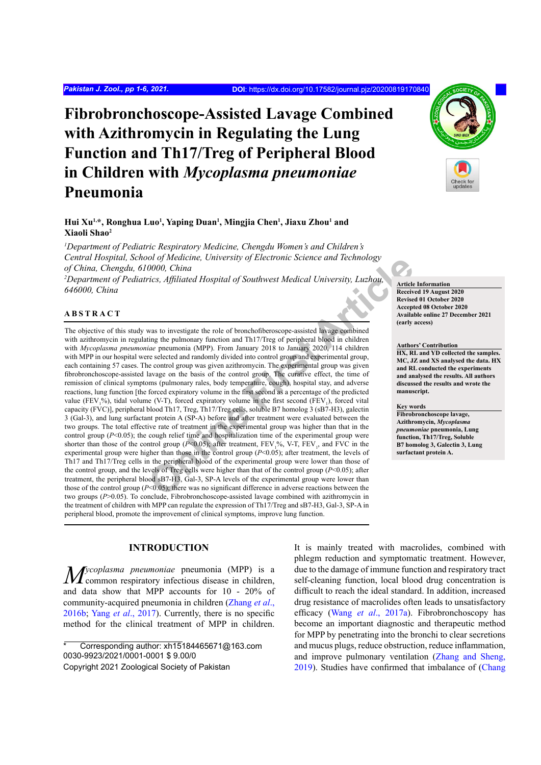# Fibrobronchoscope-Assisted Lavage Combined with Azithromycin in Regulating the Lung Function and Th17/Treg of Peripheral Blood in Children with *Mycoplasma pneumoniae* Pneumonia

**Hui Xu[1,*], Ronghua Luo[1], Yaping Duan[1], Mingjia Chen[1], Jiaxu Zhou[1] and Xiaoli Shao[2]**

*[1]Department of Pediatric Respiratory Medicine, Chengdu Women's and Children's Central Hospital, School of Medicine, University of Electronic Science and Technology of China, Chengdu, 610000, China*

*[2]Department of Pediatrics, Affiliated Hospital of Southwest Medical University, Luzhou, 646000, China*

**Article Information**
Received 19 August 2020
Revised 01 October 2020
Accepted 08 October 2020
Available online 27 December 2021 (early access)

**Authors' Contribution**
HX, RL and YD collected the samples. MC, JZ and XS analysed the data. HX and RL conducted the experiments and analysed the results. All authors discussed the results and wrote the manuscript.

**Key words**
Fibrobronchoscope lavage, Azithromycin, *Mycoplasma pneumoniae* pneumonia, Lung function, Th17/Treg, Soluble B7 homolog 3, Galectin 3, Lung surfactant protein A.

## ABSTRACT

The objective of this study was to investigate the role of bronchofiberoscope-assisted lavage combined with azithromycin in regulating the pulmonary function and Th17/Treg of peripheral blood in children with *Mycoplasma pneumoniae* pneumonia (MPP). From January 2018 to January 2020, 114 children with MPP in our hospital were selected and randomly divided into control group and experimental group, each containing 57 cases. The control group was given azithromycin. The experimental group was given fibrobronchoscope-assisted lavage on the basis of the control group. The curative effect, the time of remission of clinical symptoms (pulmonary rales, body temperature, cough), hospital stay, and adverse reactions, lung function [the forced expiratory volume in the first second as a percentage of the predicted value ($FEV_1$%), tidal volume (V-T), forced expiratory volume in the first second ($FEV_1$), forced vital capacity (FVC)], peripheral blood Th17, Treg, Th17/Treg cells, soluble B7 homolog 3 (sB7-H3), galectin 3 (Gal-3), and lung surfactant protein A (SP-A) before and after treatment were evaluated between the two groups. The total effective rate of treatment in the experimental group was higher than that in the control group ($P$<0.05); the cough relief time and hospitalization time of the experimental group were shorter than those of the control group ($P$<0.05); after treatment, $FEV_1$%, V-T, $FEV_1$, and FVC in the experimental group were higher than those in the control group ($P$<0.05); after treatment, the levels of Th17 and Th17/Treg cells in the peripheral blood of the experimental group were lower than those of the control group, and the levels of Treg cells were higher than that of the control group ($P$<0.05); after treatment, the peripheral blood sB7-H3, Gal-3, SP-A levels of the experimental group were lower than those of the control group ($P$<0.05); there was no significant difference in adverse reactions between the two groups ($P$>0.05). To conclude, Fibrobronchoscope-assisted lavage combined with azithromycin in the treatment of children with MPP can regulate the expression of Th17/Treg and sB7-H3, Gal-3, SP-A in peripheral blood, promote the improvement of clinical symptoms, improve lung function.

## INTRODUCTION

*Mycoplasma pneumoniae* pneumonia (MPP) is a common respiratory infectious disease in children, and data show that MPP accounts for 10 - 20% of community-acquired pneumonia in children (Zhang *et al*., 2016b; Yang *et al*., 2017). Currently, there is no specific method for the clinical treatment of MPP in children. It is mainly treated with macrolides, combined with phlegm reduction and symptomatic treatment. However, due to the damage of immune function and respiratory tract self-cleaning function, local blood drug concentration is difficult to reach the ideal standard. In addition, increased drug resistance of macrolides often leads to unsatisfactory efficacy (Wang *et al*., 2017a). Fibrobronchoscopy has become an important diagnostic and therapeutic method for MPP by penetrating into the bronchi to clear secretions and mucus plugs, reduce obstruction, reduce inflammation, and improve pulmonary ventilation (Zhang and Sheng, 2019). Studies have confirmed that imbalance of (Chang

\* Corresponding author: xh15184465671@163.com
0030-9923/2021/0001-0001 $ 9.00/0
Copyright 2021 Zoological Society of Pakistan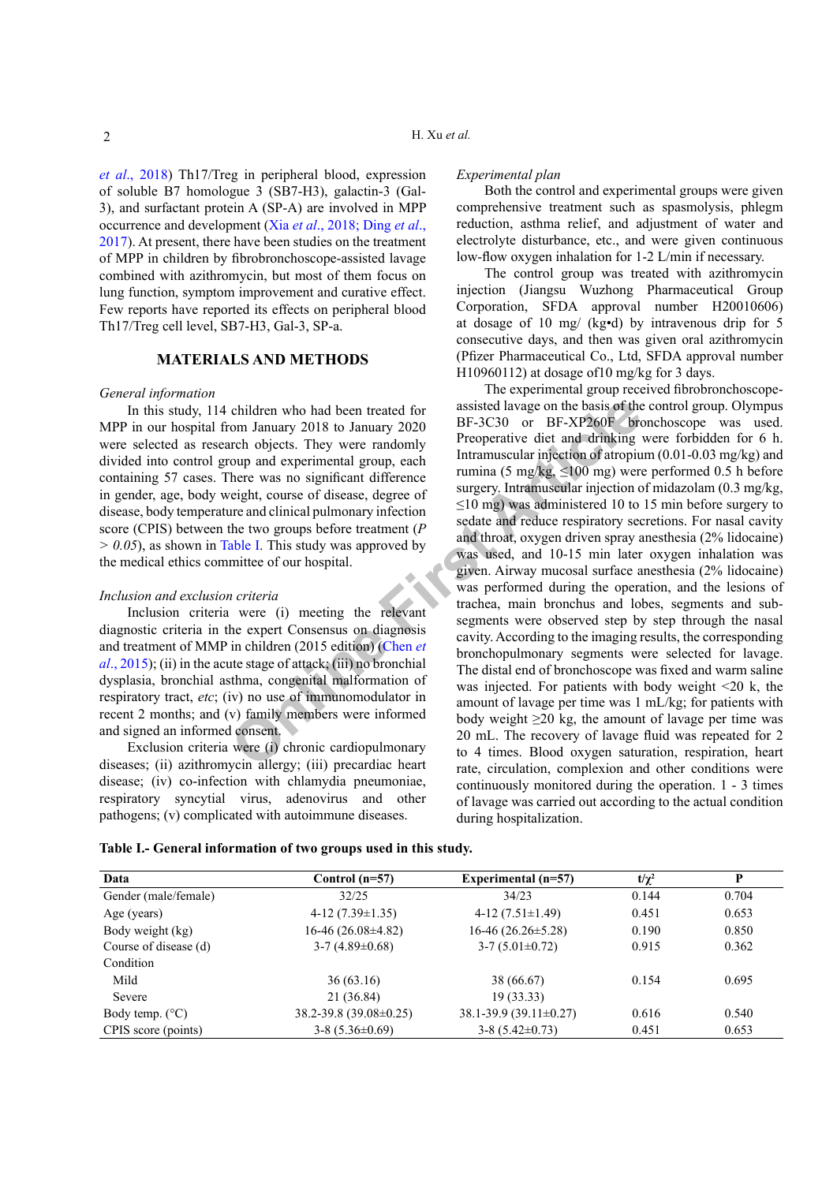et al., 2018) Th17/Treg in peripheral blood, expression of soluble B7 homologue 3 (SB7-H3), galactin-3 (Gal-3), and surfactant protein A (SP-A) are involved in MPP occurrence and development (Xia et al., 2018; Ding et al., 2017). At present, there have been studies on the treatment of MPP in children by fibrobronchoscope-assisted lavage combined with azithromycin, but most of them focus on lung function, symptom improvement and curative effect. Few reports have reported its effects on peripheral blood Th17/Treg cell level, SB7-H3, Gal-3, SP-a.

## MATERIALS AND METHODS

### *General information*

In this study, 114 children who had been treated for MPP in our hospital from January 2018 to January 2020 were selected as research objects. They were randomly divided into control group and experimental group, each containing 57 cases. There was no significant difference in gender, age, body weight, course of disease, degree of disease, body temperature and clinical pulmonary infection score (CPIS) between the two groups before treatment ($P > 0.05$), as shown in Table I. This study was approved by the medical ethics committee of our hospital.

### *Inclusion and exclusion criteria*

Inclusion criteria were (i) meeting the relevant diagnostic criteria in the expert Consensus on diagnosis and treatment of MMP in children (2015 edition) (Chen et al., 2015); (ii) in the acute stage of attack; (iii) no bronchial dysplasia, bronchial asthma, congenital malformation of respiratory tract, *etc*; (iv) no use of immunomodulator in recent 2 months; and (v) family members were informed and signed an informed consent.

Exclusion criteria were (i) chronic cardiopulmonary diseases; (ii) azithromycin allergy; (iii) precardiac heart disease; (iv) co-infection with chlamydia pneumoniae, respiratory syncytial virus, adenovirus and other pathogens; (v) complicated with autoimmune diseases.

### *Experimental plan*

Both the control and experimental groups were given comprehensive treatment such as spasmolysis, phlegm reduction, asthma relief, and adjustment of water and electrolyte disturbance, etc., and were given continuous low-flow oxygen inhalation for 1-2 L/min if necessary.

The control group was treated with azithromycin injection (Jiangsu Wuzhong Pharmaceutical Group Corporation, SFDA approval number H20010606) at dosage of 10 mg/ (kg•d) by intravenous drip for 5 consecutive days, and then was given oral azithromycin (Pfizer Pharmaceutical Co., Ltd, SFDA approval number H10960112) at dosage of10 mg/kg for 3 days.

The experimental group received fibrobronchoscope-assisted lavage on the basis of the control group. Olympus BF-3C30 or BF-XP260F bronchoscope was used. Preoperative diet and drinking were forbidden for 6 h. Intramuscular injection of atropium (0.01-0.03 mg/kg) and rumina (5 mg/kg, ≤100 mg) were performed 0.5 h before surgery. Intramuscular injection of midazolam (0.3 mg/kg, ≤10 mg) was administered 10 to 15 min before surgery to sedate and reduce respiratory secretions. For nasal cavity and throat, oxygen driven spray anesthesia (2% lidocaine) was used, and 10-15 min later oxygen inhalation was given. Airway mucosal surface anesthesia (2% lidocaine) was performed during the operation, and the lesions of trachea, main bronchus and lobes, segments and sub-segments were observed step by step through the nasal cavity. According to the imaging results, the corresponding bronchopulmonary segments were selected for lavage. The distal end of bronchoscope was fixed and warm saline was injected. For patients with body weight <20 k, the amount of lavage per time was 1 mL/kg; for patients with body weight ≥20 kg, the amount of lavage per time was 20 mL. The recovery of lavage fluid was repeated for 2 to 4 times. Blood oxygen saturation, respiration, heart rate, circulation, complexion and other conditions were continuously monitored during the operation. 1 - 3 times of lavage was carried out according to the actual condition during hospitalization.

**Table I.- General information of two groups used in this study.**

| Data | Control (n=57) | Experimental (n=57) | $t/\chi^2$ | P |
|---|---|---|---|---|
| Gender (male/female) | 32/25 | 34/23 | 0.144 | 0.704 |
| Age (years) | 4-12 (7.39±1.35) | 4-12 (7.51±1.49) | 0.451 | 0.653 |
| Body weight (kg) | 16-46 (26.08±4.82) | 16-46 (26.26±5.28) | 0.190 | 0.850 |
| Course of disease (d) | 3-7 (4.89±0.68) | 3-7 (5.01±0.72) | 0.915 | 0.362 |
| Condition | | | | |
| Mild | 36 (63.16) | 38 (66.67) | 0.154 | 0.695 |
| Severe | 21 (36.84) | 19 (33.33) | | |
| Body temp. (°C) | 38.2-39.8 (39.08±0.25) | 38.1-39.9 (39.11±0.27) | 0.616 | 0.540 |
| CPIS score (points) | 3-8 (5.36±0.69) | 3-8 (5.42±0.73) | 0.451 | 0.653 |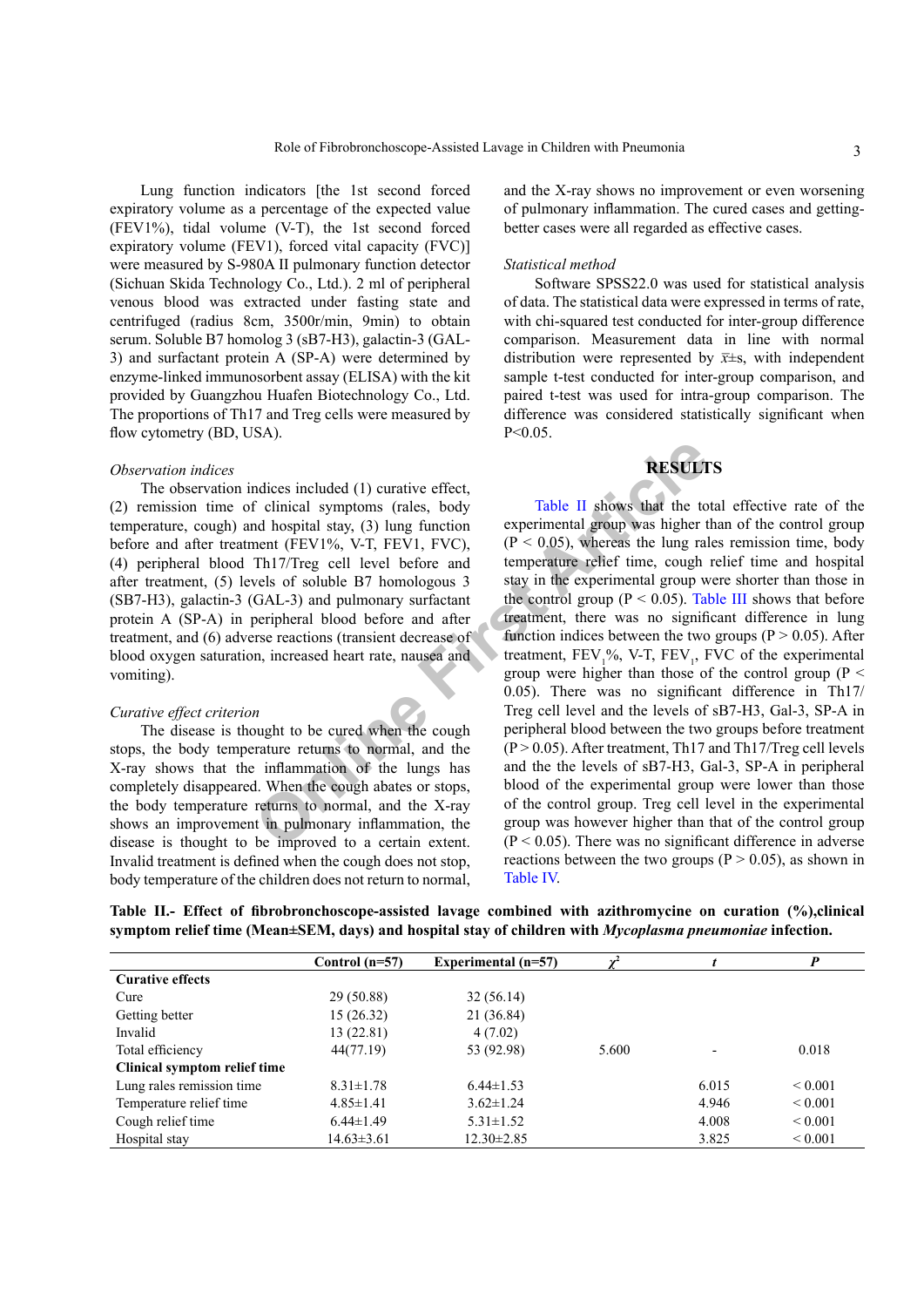Lung function indicators [the 1st second forced expiratory volume as a percentage of the expected value (FEV1%), tidal volume (V-T), the 1st second forced expiratory volume (FEV1), forced vital capacity (FVC)] were measured by S-980A II pulmonary function detector (Sichuan Skida Technology Co., Ltd.). 2 ml of peripheral venous blood was extracted under fasting state and centrifuged (radius 8cm, 3500r/min, 9min) to obtain serum. Soluble B7 homolog 3 (sB7-H3), galactin-3 (GAL-3) and surfactant protein A (SP-A) were determined by enzyme-linked immunosorbent assay (ELISA) with the kit provided by Guangzhou Huafen Biotechnology Co., Ltd. The proportions of Th17 and Treg cells were measured by flow cytometry (BD, USA).

*Observation indices*

The observation indices included (1) curative effect, (2) remission time of clinical symptoms (rales, body temperature, cough) and hospital stay, (3) lung function before and after treatment (FEV1%, V-T, FEV1, FVC), (4) peripheral blood Th17/Treg cell level before and after treatment, (5) levels of soluble B7 homologous 3 (SB7-H3), galactin-3 (GAL-3) and pulmonary surfactant protein A (SP-A) in peripheral blood before and after treatment, and (6) adverse reactions (transient decrease of blood oxygen saturation, increased heart rate, nausea and vomiting).

*Curative effect criterion*

The disease is thought to be cured when the cough stops, the body temperature returns to normal, and the X-ray shows that the inflammation of the lungs has completely disappeared. When the cough abates or stops, the body temperature returns to normal, and the X-ray shows an improvement in pulmonary inflammation, the disease is thought to be improved to a certain extent. Invalid treatment is defined when the cough does not stop, body temperature of the children does not return to normal, and the X-ray shows no improvement or even worsening of pulmonary inflammation. The cured cases and getting-better cases were all regarded as effective cases.

*Statistical method*

Software SPSS22.0 was used for statistical analysis of data. The statistical data were expressed in terms of rate, with chi-squared test conducted for inter-group difference comparison. Measurement data in line with normal distribution were represented by $\bar{x}\pm s$, with independent sample t-test conducted for inter-group comparison, and paired t-test was used for intra-group comparison. The difference was considered statistically significant when P<0.05.

## RESULTS

Table II shows that the total effective rate of the experimental group was higher than of the control group (P < 0.05), whereas the lung rales remission time, body temperature relief time, cough relief time and hospital stay in the experimental group were shorter than those in the control group (P < 0.05). Table III shows that before treatment, there was no significant difference in lung function indices between the two groups (P > 0.05). After treatment, $FEV_1$%, V-T, $FEV_1$, FVC of the experimental group were higher than those of the control group (P < 0.05). There was no significant difference in Th17/Treg cell level and the levels of sB7-H3, Gal-3, SP-A in peripheral blood between the two groups before treatment (P > 0.05). After treatment, Th17 and Th17/Treg cell levels and the the levels of sB7-H3, Gal-3, SP-A in peripheral blood of the experimental group were lower than those of the control group. Treg cell level in the experimental group was however higher than that of the control group (P < 0.05). There was no significant difference in adverse reactions between the two groups (P > 0.05), as shown in Table IV.

**Table II.- Effect of fibrobronchoscope-assisted lavage combined with azithromycine on curation (%),clinical symptom relief time (Mean±SEM, days) and hospital stay of children with *Mycoplasma pneumoniae* infection.**

| | Control (n=57) | Experimental (n=57) | $\chi^2$ | t | P |
|---|---|---|---|---|---|
| **Curative effects** | | | | | |
| Cure | 29 (50.88) | 32 (56.14) | | | |
| Getting better | 15 (26.32) | 21 (36.84) | | | |
| Invalid | 13 (22.81) | 4 (7.02) | | | |
| Total efficiency | 44(77.19) | 53 (92.98) | 5.600 | - | 0.018 |
| **Clinical symptom relief time** | | | | | |
| Lung rales remission time | 8.31±1.78 | 6.44±1.53 | | 6.015 | < 0.001 |
| Temperature relief time | 4.85±1.41 | 3.62±1.24 | | 4.946 | < 0.001 |
| Cough relief time | 6.44±1.49 | 5.31±1.52 | | 4.008 | < 0.001 |
| Hospital stay | 14.63±3.61 | 12.30±2.85 | | 3.825 | < 0.001 |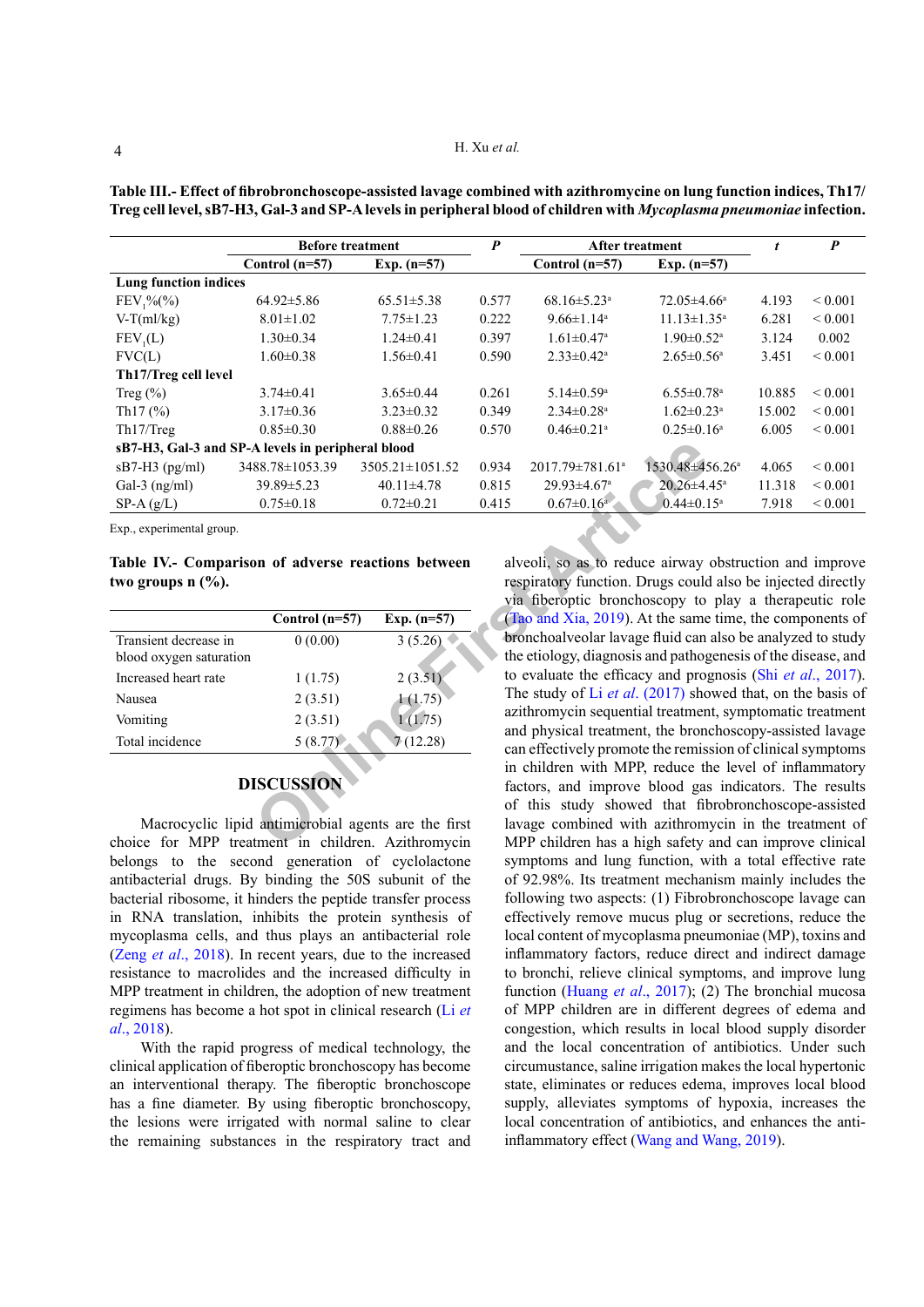**Table III.- Effect of fibrobronchoscope-assisted lavage combined with azithromycine on lung function indices, Th17/Treg cell level, sB7-H3, Gal-3 and SP-A levels in peripheral blood of children with *Mycoplasma pneumoniae* infection.**

| | Before treatment | | *P* | After treatment | | *t* | *P* |
|---|---|---|---|---|---|---|---|
| | Control (n=57) | Exp. (n=57) | | Control (n=57) | Exp. (n=57) | | |
| **Lung function indices** | | | | | | | |
| $FEV_1$%(%) | 64.92±5.86 | 65.51±5.38 | 0.577 | 68.16±5.23[a] | 72.05±4.66[a] | 4.193 | < 0.001 |
| V-T(ml/kg) | 8.01±1.02 | 7.75±1.23 | 0.222 | 9.66±1.14[a] | 11.13±1.35[a] | 6.281 | < 0.001 |
| $FEV_1$(L) | 1.30±0.34 | 1.24±0.41 | 0.397 | 1.61±0.47[a] | 1.90±0.52[a] | 3.124 | 0.002 |
| FVC(L) | 1.60±0.38 | 1.56±0.41 | 0.590 | 2.33±0.42[a] | 2.65±0.56[a] | 3.451 | < 0.001 |
| **Th17/Treg cell level** | | | | | | | |
| Treg (%) | 3.74±0.41 | 3.65±0.44 | 0.261 | 5.14±0.59[a] | 6.55±0.78[a] | 10.885 | < 0.001 |
| Th17 (%) | 3.17±0.36 | 3.23±0.32 | 0.349 | 2.34±0.28[a] | 1.62±0.23[a] | 15.002 | < 0.001 |
| Th17/Treg | 0.85±0.30 | 0.88±0.26 | 0.570 | 0.46±0.21[a] | 0.25±0.16[a] | 6.005 | < 0.001 |
| **sB7-H3, Gal-3 and SP-A levels in peripheral blood** | | | | | | | |
| sB7-H3 (pg/ml) | 3488.78±1053.39 | 3505.21±1051.52 | 0.934 | 2017.79±781.61[a] | 1530.48±456.26[a] | 4.065 | < 0.001 |
| Gal-3 (ng/ml) | 39.89±5.23 | 40.11±4.78 | 0.815 | 29.93±4.67[a] | 20.26±4.45[a] | 11.318 | < 0.001 |
| SP-A (g/L) | 0.75±0.18 | 0.72±0.21 | 0.415 | 0.67±0.16[a] | 0.44±0.15[a] | 7.918 | < 0.001 |

Exp., experimental group.

**Table IV.- Comparison of adverse reactions between two groups n (%).**

| | Control (n=57) | Exp. (n=57) |
|---|---|---|
| Transient decrease in blood oxygen saturation | 0 (0.00) | 3 (5.26) |
| Increased heart rate | 1 (1.75) | 2 (3.51) |
| Nausea | 2 (3.51) | 1 (1.75) |
| Vomiting | 2 (3.51) | 1 (1.75) |
| Total incidence | 5 (8.77) | 7 (12.28) |

## DISCUSSION

Macrocyclic lipid antimicrobial agents are the first choice for MPP treatment in children. Azithromycin belongs to the second generation of cyclolactone antibacterial drugs. By binding the 50S subunit of the bacterial ribosome, it hinders the peptide transfer process in RNA translation, inhibits the protein synthesis of mycoplasma cells, and thus plays an antibacterial role (Zeng *et al*., 2018). In recent years, due to the increased resistance to macrolides and the increased difficulty in MPP treatment in children, the adoption of new treatment regimens has become a hot spot in clinical research (Li *et al*., 2018).

With the rapid progress of medical technology, the clinical application of fiberoptic bronchoscopy has become an interventional therapy. The fiberoptic bronchoscope has a fine diameter. By using fiberoptic bronchoscopy, the lesions were irrigated with normal saline to clear the remaining substances in the respiratory tract and alveoli, so as to reduce airway obstruction and improve respiratory function. Drugs could also be injected directly via fiberoptic bronchoscopy to play a therapeutic role (Tao and Xia, 2019). At the same time, the components of bronchoalveolar lavage fluid can also be analyzed to study the etiology, diagnosis and pathogenesis of the disease, and to evaluate the efficacy and prognosis (Shi *et al*., 2017). The study of Li *et al*. (2017) showed that, on the basis of azithromycin sequential treatment, symptomatic treatment and physical treatment, the bronchoscopy-assisted lavage can effectively promote the remission of clinical symptoms in children with MPP, reduce the level of inflammatory factors, and improve blood gas indicators. The results of this study showed that fibrobronchoscope-assisted lavage combined with azithromycin in the treatment of MPP children has a high safety and can improve clinical symptoms and lung function, with a total effective rate of 92.98%. Its treatment mechanism mainly includes the following two aspects: (1) Fibrobronchoscope lavage can effectively remove mucus plug or secretions, reduce the local content of mycoplasma pneumoniae (MP), toxins and inflammatory factors, reduce direct and indirect damage to bronchi, relieve clinical symptoms, and improve lung function (Huang *et al*., 2017); (2) The bronchial mucosa of MPP children are in different degrees of edema and congestion, which results in local blood supply disorder and the local concentration of antibiotics. Under such circumustance, saline irrigation makes the local hypertonic state, eliminates or reduces edema, improves local blood supply, alleviates symptoms of hypoxia, increases the local concentration of antibiotics, and enhances the anti-inflammatory effect (Wang and Wang, 2019).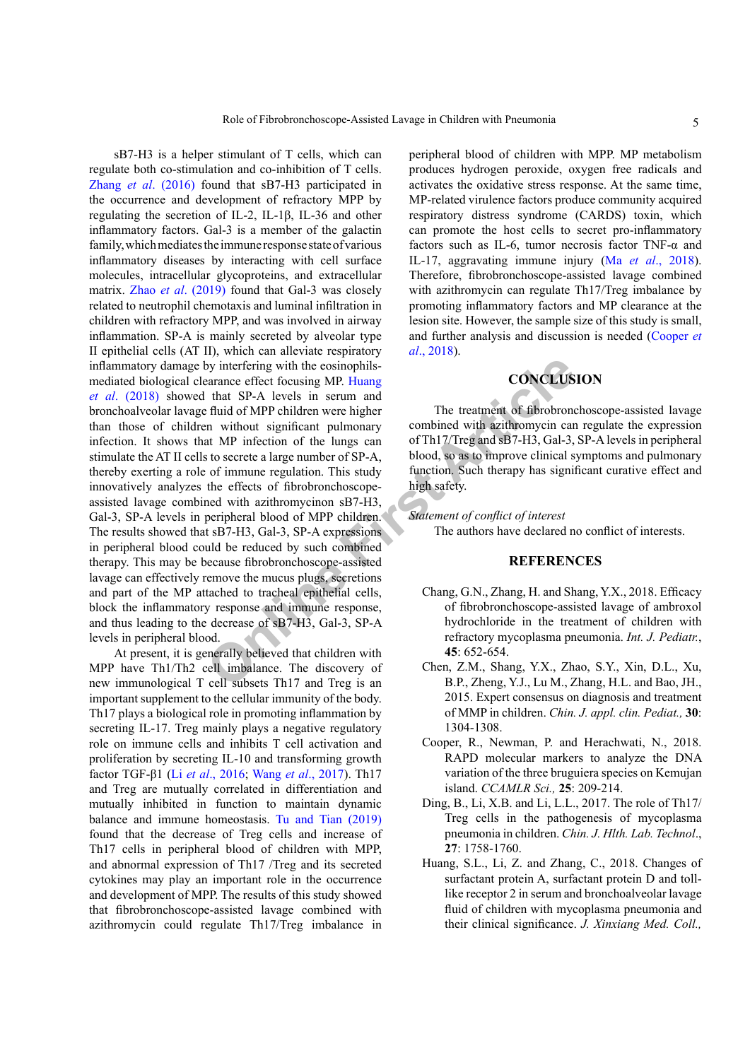sB7-H3 is a helper stimulant of T cells, which can regulate both co-stimulation and co-inhibition of T cells. Zhang *et al*. (2016) found that sB7-H3 participated in the occurrence and development of refractory MPP by regulating the secretion of IL-2, IL-1β, IL-36 and other inflammatory factors. Gal-3 is a member of the galactin family, which mediates the immune response state of various inflammatory diseases by interacting with cell surface molecules, intracellular glycoproteins, and extracellular matrix. Zhao *et al*. (2019) found that Gal-3 was closely related to neutrophil chemotaxis and luminal infiltration in children with refractory MPP, and was involved in airway inflammation. SP-A is mainly secreted by alveolar type II epithelial cells (AT II), which can alleviate respiratory inflammatory damage by interfering with the eosinophils-mediated biological clearance effect focusing MP. Huang *et al*. (2018) showed that SP-A levels in serum and bronchoalveolar lavage fluid of MPP children were higher than those of children without significant pulmonary infection. It shows that MP infection of the lungs can stimulate the AT II cells to secrete a large number of SP-A, thereby exerting a role of immune regulation. This study innovatively analyzes the effects of fibrobronchoscope-assisted lavage combined with azithromycinon sB7-H3, Gal-3, SP-A levels in peripheral blood of MPP children. The results showed that sB7-H3, Gal-3, SP-A expressions in peripheral blood could be reduced by such combined therapy. This may be because fibrobronchoscope-assisted lavage can effectively remove the mucus plugs, secretions and part of the MP attached to tracheal epithelial cells, block the inflammatory response and immune response, and thus leading to the decrease of sB7-H3, Gal-3, SP-A levels in peripheral blood.

At present, it is generally believed that children with MPP have Th1/Th2 cell imbalance. The discovery of new immunological T cell subsets Th17 and Treg is an important supplement to the cellular immunity of the body. Th17 plays a biological role in promoting inflammation by secreting IL-17. Treg mainly plays a negative regulatory role on immune cells and inhibits T cell activation and proliferation by secreting IL-10 and transforming growth factor TGF-β1 (Li *et al*., 2016; Wang *et al*., 2017). Th17 and Treg are mutually correlated in differentiation and mutually inhibited in function to maintain dynamic balance and immune homeostasis. Tu and Tian (2019) found that the decrease of Treg cells and increase of Th17 cells in peripheral blood of children with MPP, and abnormal expression of Th17 /Treg and its secreted cytokines may play an important role in the occurrence and development of MPP. The results of this study showed that fibrobronchoscope-assisted lavage combined with azithromycin could regulate Th17/Treg imbalance in peripheral blood of children with MPP. MP metabolism produces hydrogen peroxide, oxygen free radicals and activates the oxidative stress response. At the same time, MP-related virulence factors produce community acquired respiratory distress syndrome (CARDS) toxin, which can promote the host cells to secret pro-inflammatory factors such as IL-6, tumor necrosis factor TNF-α and IL-17, aggravating immune injury (Ma *et al*., 2018). Therefore, fibrobronchoscope-assisted lavage combined with azithromycin can regulate Th17/Treg imbalance by promoting inflammatory factors and MP clearance at the lesion site. However, the sample size of this study is small, and further analysis and discussion is needed (Cooper *et al*., 2018).

## CONCLUSION

The treatment of fibrobronchoscope-assisted lavage combined with azithromycin can regulate the expression of Th17/Treg and sB7-H3, Gal-3, SP-A levels in peripheral blood, so as to improve clinical symptoms and pulmonary function. Such therapy has significant curative effect and high safety.

*Statement of conflict of interest*

The authors have declared no conflict of interests.

## REFERENCES

Chang, G.N., Zhang, H. and Shang, Y.X., 2018. Efficacy of fibrobronchoscope-assisted lavage of ambroxol hydrochloride in the treatment of children with refractory mycoplasma pneumonia. *Int. J. Pediatr.*, **45**: 652-654.

Chen, Z.M., Shang, Y.X., Zhao, S.Y., Xin, D.L., Xu, B.P., Zheng, Y.J., Lu M., Zhang, H.L. and Bao, JH., 2015. Expert consensus on diagnosis and treatment of MMP in children. *Chin. J. appl. clin. Pediat.,* **30**: 1304-1308.

Cooper, R., Newman, P. and Herachwati, N., 2018. RAPD molecular markers to analyze the DNA variation of the three bruguiera species on Kemujan island. *CCAMLR Sci.,* **25**: 209-214.

Ding, B., Li, X.B. and Li, L.L., 2017. The role of Th17/Treg cells in the pathogenesis of mycoplasma pneumonia in children. *Chin. J. Hlth. Lab. Technol*., **27**: 1758-1760.

Huang, S.L., Li, Z. and Zhang, C., 2018. Changes of surfactant protein A, surfactant protein D and toll-like receptor 2 in serum and bronchoalveolar lavage fluid of children with mycoplasma pneumonia and their clinical significance. *J. Xinxiang Med. Coll.,*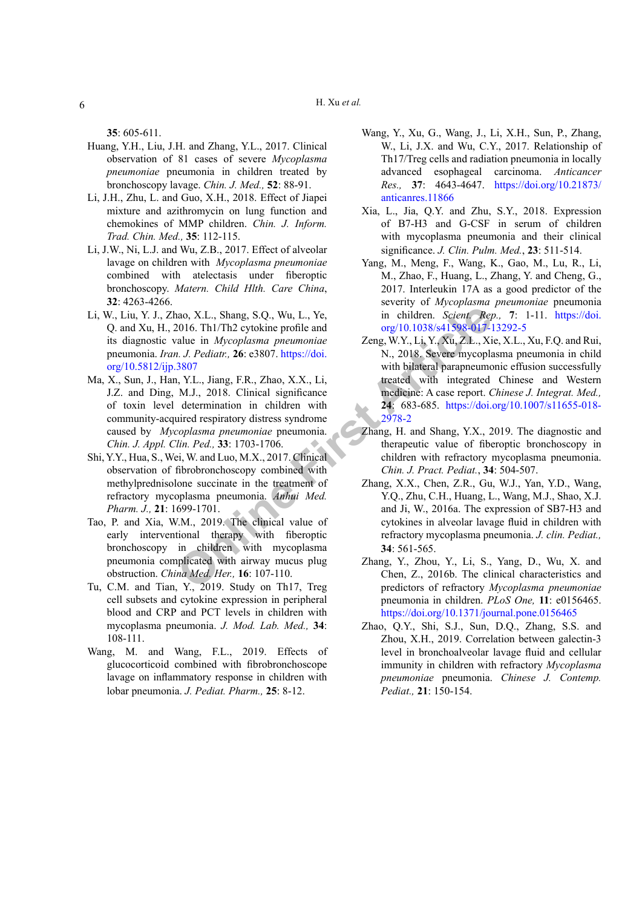**35**: 605-611.

Huang, Y.H., Liu, J.H. and Zhang, Y.L., 2017. Clinical observation of 81 cases of severe *Mycoplasma pneumoniae* pneumonia in children treated by bronchoscopy lavage. *Chin. J. Med.,* **52**: 88-91.

Li, J.H., Zhu, L. and Guo, X.H., 2018. Effect of Jiapei mixture and azithromycin on lung function and chemokines of MMP children. *Chin. J. Inform. Trad. Chin. Med.,* **35**: 112-115.

Li, J.W., Ni, L.J. and Wu, Z.B., 2017. Effect of alveolar lavage on children with *Mycoplasma pneumoniae* combined with atelectasis under fiberoptic bronchoscopy. *Matern. Child Hlth. Care China*, **32**: 4263-4266.

Li, W., Liu, Y. J., Zhao, X.L., Shang, S.Q., Wu, L., Ye, Q. and Xu, H., 2016. Th1/Th2 cytokine profile and its diagnostic value in *Mycoplasma pneumoniae* pneumonia. *Iran. J. Pediatr.,* **26**: e3807. https://doi.org/10.5812/ijp.3807

Ma, X., Sun, J., Han, Y.L., Jiang, F.R., Zhao, X.X., Li, J.Z. and Ding, M.J., 2018. Clinical significance of toxin level determination in children with community-acquired respiratory distress syndrome caused by *Mycoplasma pneumoniae* pneumonia. *Chin. J. Appl. Clin. Ped.,* **33**: 1703-1706.

Shi, Y.Y., Hua, S., Wei, W. and Luo, M.X., 2017. Clinical observation of fibrobronchoscopy combined with methylprednisolone succinate in the treatment of refractory mycoplasma pneumonia. *Anhui Med. Pharm. J.,* **21**: 1699-1701.

Tao, P. and Xia, W.M., 2019. The clinical value of early interventional therapy with fiberoptic bronchoscopy in children with mycoplasma pneumonia complicated with airway mucus plug obstruction. *China Med. Her.,* **16**: 107-110.

Tu, C.M. and Tian, Y., 2019. Study on Th17, Treg cell subsets and cytokine expression in peripheral blood and CRP and PCT levels in children with mycoplasma pneumonia. *J. Mod. Lab. Med.,* **34**: 108-111.

Wang, M. and Wang, F.L., 2019. Effects of glucocorticoid combined with fibrobronchoscope lavage on inflammatory response in children with lobar pneumonia. *J. Pediat. Pharm.,* **25**: 8-12.

Wang, Y., Xu, G., Wang, J., Li, X.H., Sun, P., Zhang, W., Li, J.X. and Wu, C.Y., 2017. Relationship of Th17/Treg cells and radiation pneumonia in locally advanced esophageal carcinoma. *Anticancer Res.,* **37**: 4643-4647. https://doi.org/10.21873/anticanres.11866

Xia, L., Jia, Q.Y. and Zhu, S.Y., 2018. Expression of B7-H3 and G-CSF in serum of children with mycoplasma pneumonia and their clinical significance. *J. Clin. Pulm. Med.*, **23**: 511-514.

Yang, M., Meng, F., Wang, K., Gao, M., Lu, R., Li, M., Zhao, F., Huang, L., Zhang, Y. and Cheng, G., 2017. Interleukin 17A as a good predictor of the severity of *Mycoplasma pneumoniae* pneumonia in children. *Scient. Rep.,* **7**: 1-11. https://doi.org/10.1038/s41598-017-13292-5

Zeng, W.Y., Li, Y., Xu, Z.L., Xie, X.L., Xu, F.Q. and Rui, N., 2018. Severe mycoplasma pneumonia in child with bilateral parapneumonic effusion successfully treated with integrated Chinese and Western medicine: A case report. *Chinese J. Integrat. Med.,* **24**: 683-685. https://doi.org/10.1007/s11655-018-2978-2

Zhang, H. and Shang, Y.X., 2019. The diagnostic and therapeutic value of fiberoptic bronchoscopy in children with refractory mycoplasma pneumonia. *Chin. J. Pract. Pediat.*, **34**: 504-507.

Zhang, X.X., Chen, Z.R., Gu, W.J., Yan, Y.D., Wang, Y.Q., Zhu, C.H., Huang, L., Wang, M.J., Shao, X.J. and Ji, W., 2016a. The expression of SB7-H3 and cytokines in alveolar lavage fluid in children with refractory mycoplasma pneumonia. *J. clin. Pediat.,* **34**: 561-565.

Zhang, Y., Zhou, Y., Li, S., Yang, D., Wu, X. and Chen, Z., 2016b. The clinical characteristics and predictors of refractory *Mycoplasma pneumoniae* pneumonia in children. *PLoS One,* **11**: e0156465. https://doi.org/10.1371/journal.pone.0156465

Zhao, Q.Y., Shi, S.J., Sun, D.Q., Zhang, S.S. and Zhou, X.H., 2019. Correlation between galectin-3 level in bronchoalveolar lavage fluid and cellular immunity in children with refractory *Mycoplasma pneumoniae* pneumonia. *Chinese J. Contemp. Pediat.,* **21**: 150-154.